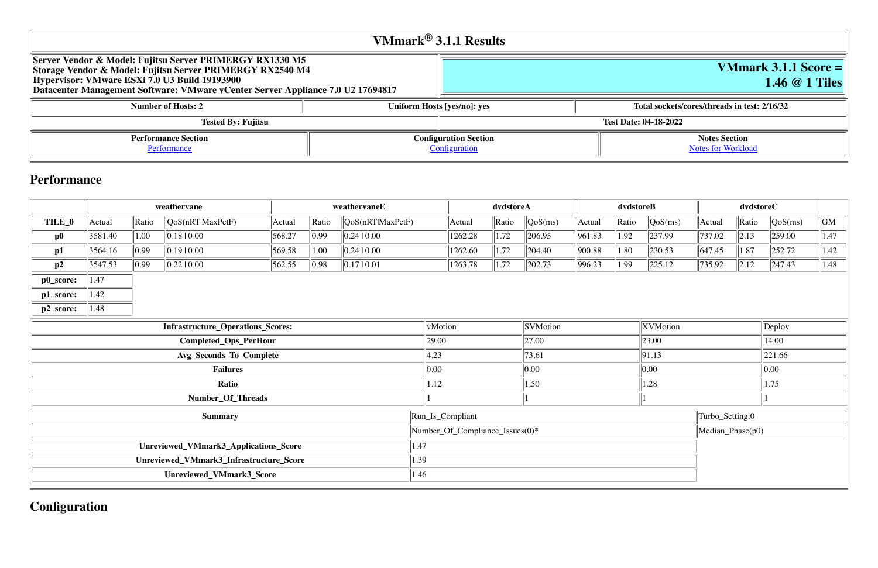# VMmark® 3.1.1 Results

| | |
|---|---|
| **Server Vendor & Model: Fujitsu Server PRIMERGY RX1330 M5**<br>**Storage Vendor & Model: Fujitsu Server PRIMERGY RX2540 M4**<br>**Hypervisor: VMware ESXi 7.0 U3 Build 19193900**<br>**Datacenter Management Software: VMware vCenter Server Appliance 7.0 U2 17694817** | **VMmark 3.1.1 Score = 1.46 @ 1 Tiles** |

| Number of Hosts: 2 | Uniform Hosts [yes/no]: yes | Total sockets/cores/threads in test: 2/16/32 |
|---|---|---|

| Tested By: Fujitsu | Test Date: 04-18-2022 |
|---|---|

| Performance Section | Configuration Section | Notes Section |
|---|---|---|
| Performance | Configuration | Notes for Workload |

## Performance

| | weathervane | | | weathervaneE | | | dvdstoreA | | | dvdstoreB | | | dvdstoreC | | | |
|---|---|---|---|---|---|---|---|---|---|---|---|---|---|---|---|---|
| **TILE_0** | Actual | Ratio | QoS(nRT\|MaxPctF) | Actual | Ratio | QoS(nRT\|MaxPctF) | Actual | Ratio | QoS(ms) | Actual | Ratio | QoS(ms) | Actual | Ratio | QoS(ms) | GM |
| **p0** | 3581.40 | 1.00 | 0.18 \| 0.00 | 568.27 | 0.99 | 0.24 \| 0.00 | 1262.28 | 1.72 | 206.95 | 961.83 | 1.92 | 237.99 | 737.02 | 2.13 | 259.00 | 1.47 |
| **p1** | 3564.16 | 0.99 | 0.19 \| 0.00 | 569.58 | 1.00 | 0.24 \| 0.00 | 1262.60 | 1.72 | 204.40 | 900.88 | 1.80 | 230.53 | 647.45 | 1.87 | 252.72 | 1.42 |
| **p2** | 3547.53 | 0.99 | 0.22 \| 0.00 | 562.55 | 0.98 | 0.17 \| 0.01 | 1263.78 | 1.72 | 202.73 | 996.23 | 1.99 | 225.12 | 735.92 | 2.12 | 247.43 | 1.48 |

| | |
|---|---|
| **p0_score:** | 1.47 |
| **p1_score:** | 1.42 |
| **p2_score:** | 1.48 |

| Infrastructure_Operations_Scores: | vMotion | SVMotion | XVMotion | Deploy |
|---|---|---|---|---|
| **Completed_Ops_PerHour** | 29.00 | 27.00 | 23.00 | 14.00 |
| **Avg_Seconds_To_Complete** | 4.23 | 73.61 | 91.13 | 221.66 |
| **Failures** | 0.00 | 0.00 | 0.00 | 0.00 |
| **Ratio** | 1.12 | 1.50 | 1.28 | 1.75 |
| **Number_Of_Threads** | 1 | 1 | 1 | 1 |

| Summary | Run_Is_Compliant | Turbo_Setting:0 |
|---|---|---|
| | Number_Of_Compliance_Issues(0)* | Median_Phase(p0) |
| **Unreviewed_VMmark3_Applications_Score** | 1.47 | |
| **Unreviewed_VMmark3_Infrastructure_Score** | 1.39 | |
| **Unreviewed_VMmark3_Score** | 1.46 | |

## Configuration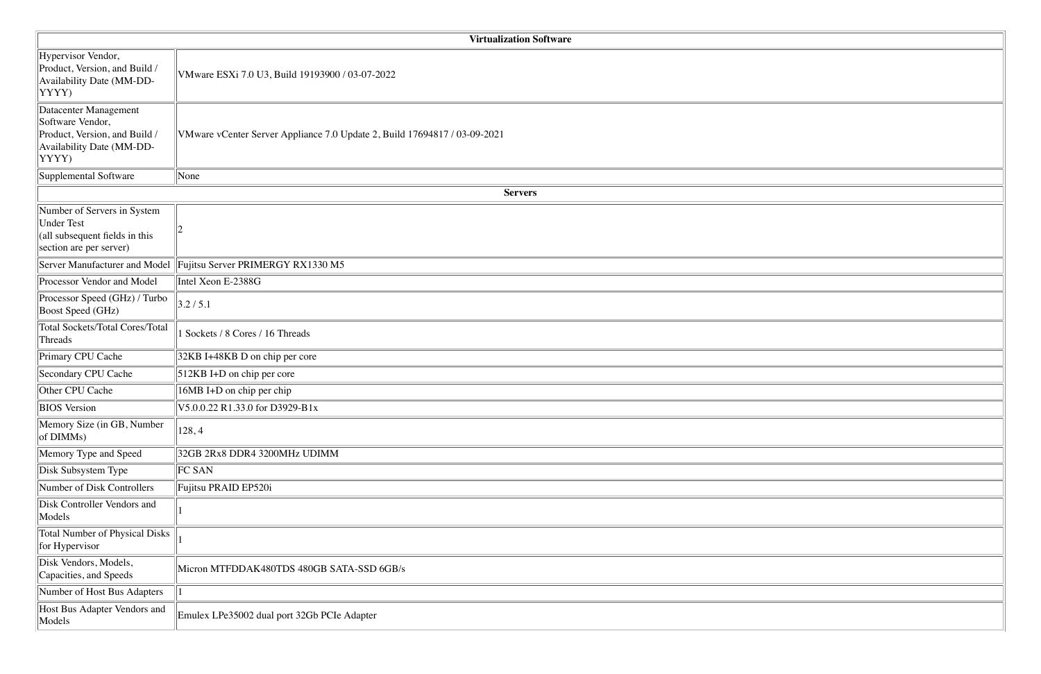| Virtualization Software | |
|---|---|
| Hypervisor Vendor, Product, Version, and Build / Availability Date (MM-DD-YYYY) | VMware ESXi 7.0 U3, Build 19193900 / 03-07-2022 |
| Datacenter Management Software Vendor, Product, Version, and Build / Availability Date (MM-DD-YYYY) | VMware vCenter Server Appliance 7.0 Update 2, Build 17694817 / 03-09-2021 |
| Supplemental Software | None |
| **Servers** | |
| Number of Servers in System Under Test (all subsequent fields in this section are per server) | 2 |
| Server Manufacturer and Model | Fujitsu Server PRIMERGY RX1330 M5 |
| Processor Vendor and Model | Intel Xeon E-2388G |
| Processor Speed (GHz) / Turbo Boost Speed (GHz) | 3.2 / 5.1 |
| Total Sockets/Total Cores/Total Threads | 1 Sockets / 8 Cores / 16 Threads |
| Primary CPU Cache | 32KB I+48KB D on chip per core |
| Secondary CPU Cache | 512KB I+D on chip per core |
| Other CPU Cache | 16MB I+D on chip per chip |
| BIOS Version | V5.0.0.22 R1.33.0 for D3929-B1x |
| Memory Size (in GB, Number of DIMMs) | 128, 4 |
| Memory Type and Speed | 32GB 2Rx8 DDR4 3200MHz UDIMM |
| Disk Subsystem Type | FC SAN |
| Number of Disk Controllers | Fujitsu PRAID EP520i |
| Disk Controller Vendors and Models | 1 |
| Total Number of Physical Disks for Hypervisor | 1 |
| Disk Vendors, Models, Capacities, and Speeds | Micron MTFDDAK480TDS 480GB SATA-SSD 6GB/s |
| Number of Host Bus Adapters | 1 |
| Host Bus Adapter Vendors and Models | Emulex LPe35002 dual port 32Gb PCIe Adapter |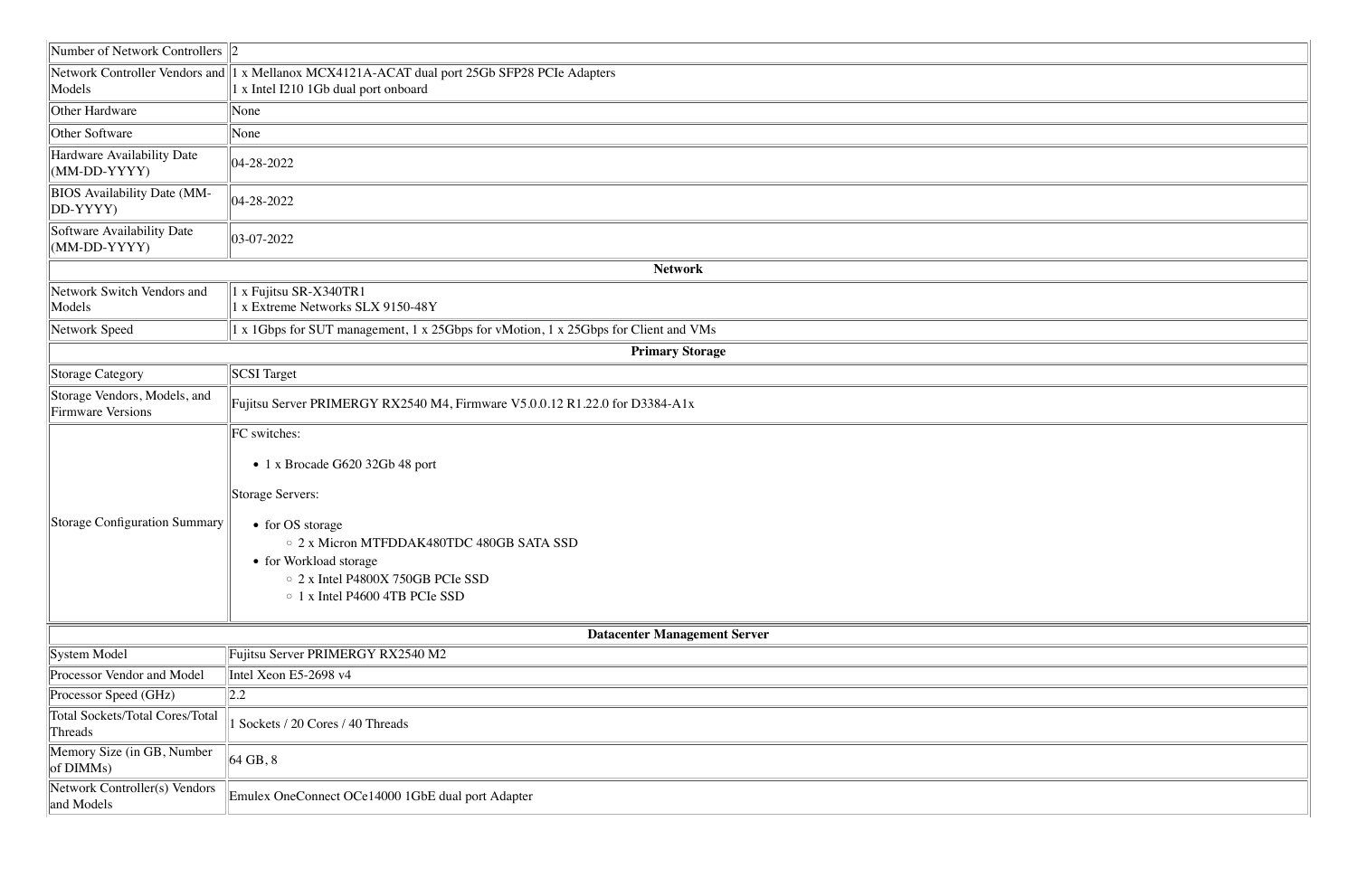| | |
|---|---|
| Number of Network Controllers | 2 |
| Network Controller Vendors and Models | 1 x Mellanox MCX4121A-ACAT dual port 25Gb SFP28 PCIe Adapters<br>1 x Intel I210 1Gb dual port onboard |
| Other Hardware | None |
| Other Software | None |
| Hardware Availability Date (MM-DD-YYYY) | 04-28-2022 |
| BIOS Availability Date (MM-DD-YYYY) | 04-28-2022 |
| Software Availability Date (MM-DD-YYYY) | 03-07-2022 |
| **Network** | |
| Network Switch Vendors and Models | 1 x Fujitsu SR-X340TR1<br>1 x Extreme Networks SLX 9150-48Y |
| Network Speed | 1 x 1Gbps for SUT management, 1 x 25Gbps for vMotion, 1 x 25Gbps for Client and VMs |
| **Primary Storage** | |
| Storage Category | SCSI Target |
| Storage Vendors, Models, and Firmware Versions | Fujitsu Server PRIMERGY RX2540 M4, Firmware V5.0.0.12 R1.22.0 for D3384-A1x |
| Storage Configuration Summary | FC switches:<br>• 1 x Brocade G620 32Gb 48 port<br>Storage Servers:<br>• for OS storage<br>&nbsp;&nbsp;◦ 2 x Micron MTFDDAK480TDC 480GB SATA SSD<br>• for Workload storage<br>&nbsp;&nbsp;◦ 2 x Intel P4800X 750GB PCIe SSD<br>&nbsp;&nbsp;◦ 1 x Intel P4600 4TB PCIe SSD |
| **Datacenter Management Server** | |
| System Model | Fujitsu Server PRIMERGY RX2540 M2 |
| Processor Vendor and Model | Intel Xeon E5-2698 v4 |
| Processor Speed (GHz) | 2.2 |
| Total Sockets/Total Cores/Total Threads | 1 Sockets / 20 Cores / 40 Threads |
| Memory Size (in GB, Number of DIMMs) | 64 GB, 8 |
| Network Controller(s) Vendors and Models | Emulex OneConnect OCe14000 1GbE dual port Adapter |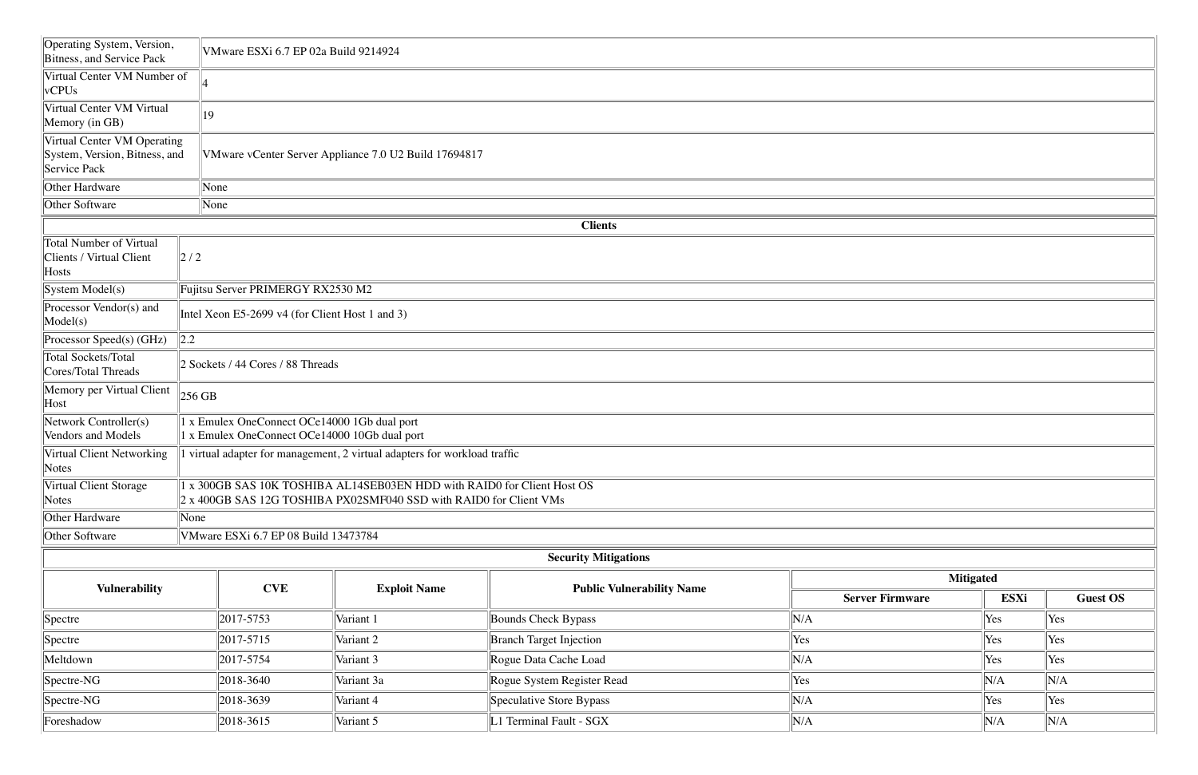| | |
|---|---|
| Operating System, Version, Bitness, and Service Pack | VMware ESXi 6.7 EP 02a Build 9214924 |
| Virtual Center VM Number of vCPUs | 4 |
| Virtual Center VM Virtual Memory (in GB) | 19 |
| Virtual Center VM Operating System, Version, Bitness, and Service Pack | VMware vCenter Server Appliance 7.0 U2 Build 17694817 |
| Other Hardware | None |
| Other Software | None |

| **Clients** | |
|---|---|
| Total Number of Virtual Clients / Virtual Client Hosts | 2 / 2 |
| System Model(s) | Fujitsu Server PRIMERGY RX2530 M2 |
| Processor Vendor(s) and Model(s) | Intel Xeon E5-2699 v4 (for Client Host 1 and 3) |
| Processor Speed(s) (GHz) | 2.2 |
| Total Sockets/Total Cores/Total Threads | 2 Sockets / 44 Cores / 88 Threads |
| Memory per Virtual Client Host | 256 GB |
| Network Controller(s) Vendors and Models | 1 x Emulex OneConnect OCe14000 1Gb dual port<br>1 x Emulex OneConnect OCe14000 10Gb dual port |
| Virtual Client Networking Notes | 1 virtual adapter for management, 2 virtual adapters for workload traffic |
| Virtual Client Storage Notes | 1 x 300GB SAS 10K TOSHIBA AL14SEB03EN HDD with RAID0 for Client Host OS<br>2 x 400GB SAS 12G TOSHIBA PX02SMF040 SSD with RAID0 for Client VMs |
| Other Hardware | None |
| Other Software | VMware ESXi 6.7 EP 08 Build 13473784 |

**Security Mitigations**

| Vulnerability | CVE | Exploit Name | Public Vulnerability Name | Mitigated | | |
|---|---|---|---|---|---|---|
| | | | | Server Firmware | ESXi | Guest OS |
| Spectre | 2017-5753 | Variant 1 | Bounds Check Bypass | N/A | Yes | Yes |
| Spectre | 2017-5715 | Variant 2 | Branch Target Injection | Yes | Yes | Yes |
| Meltdown | 2017-5754 | Variant 3 | Rogue Data Cache Load | N/A | Yes | Yes |
| Spectre-NG | 2018-3640 | Variant 3a | Rogue System Register Read | Yes | N/A | N/A |
| Spectre-NG | 2018-3639 | Variant 4 | Speculative Store Bypass | N/A | Yes | Yes |
| Foreshadow | 2018-3615 | Variant 5 | L1 Terminal Fault - SGX | N/A | N/A | N/A |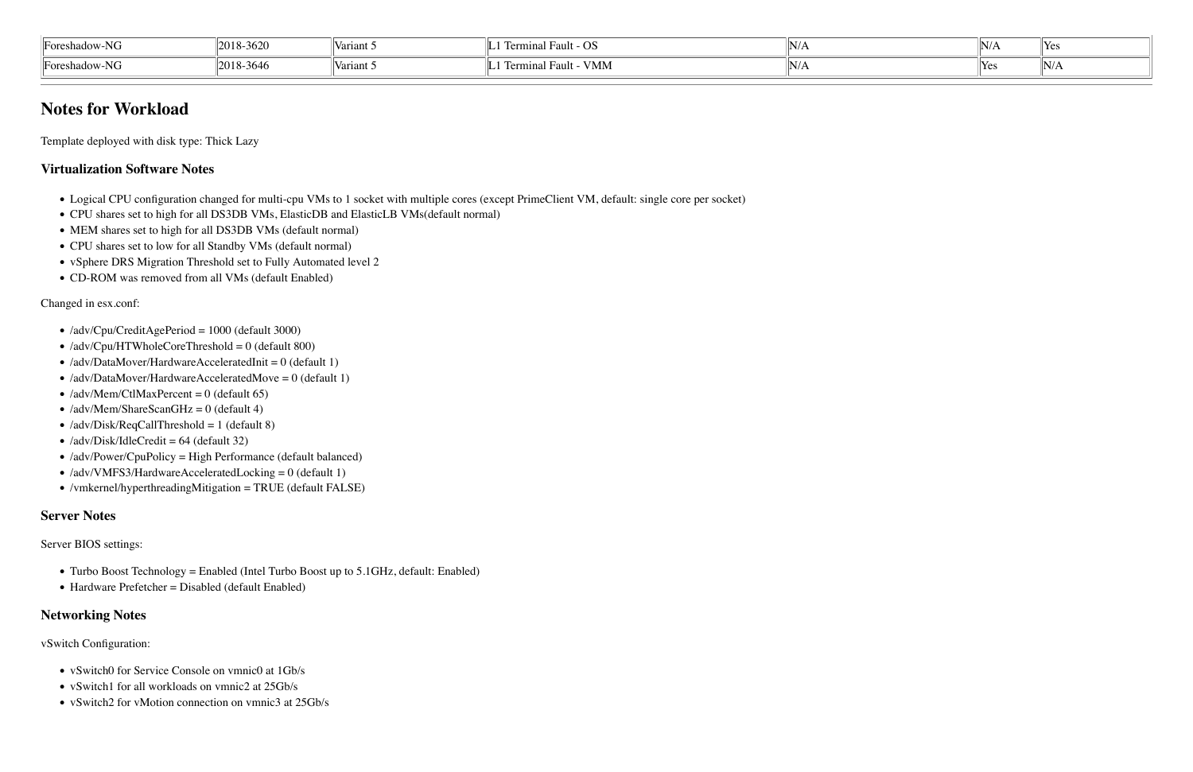| Foreshadow-NG | 2018-3620 | Variant 5 | L1 Terminal Fault - OS | N/A | N/A | Yes |
|---|---|---|---|---|---|---|
| Foreshadow-NG | 2018-3646 | Variant 5 | L1 Terminal Fault - VMM | N/A | Yes | N/A |

## Notes for Workload

Template deployed with disk type: Thick Lazy

### Virtualization Software Notes

- Logical CPU configuration changed for multi-cpu VMs to 1 socket with multiple cores (except PrimeClient VM, default: single core per socket)
- CPU shares set to high for all DS3DB VMs, ElasticDB and ElasticLB VMs(default normal)
- MEM shares set to high for all DS3DB VMs (default normal)
- CPU shares set to low for all Standby VMs (default normal)
- vSphere DRS Migration Threshold set to Fully Automated level 2
- CD-ROM was removed from all VMs (default Enabled)

Changed in esx.conf:

- /adv/Cpu/CreditAgePeriod = 1000 (default 3000)
- /adv/Cpu/HTWholeCoreThreshold = 0 (default 800)
- /adv/DataMover/HardwareAcceleratedInit = 0 (default 1)
- /adv/DataMover/HardwareAcceleratedMove = 0 (default 1)
- /adv/Mem/CtlMaxPercent = 0 (default 65)
- /adv/Mem/ShareScanGHz = 0 (default 4)
- /adv/Disk/ReqCallThreshold = 1 (default 8)
- /adv/Disk/IdleCredit = 64 (default 32)
- /adv/Power/CpuPolicy = High Performance (default balanced)
- /adv/VMFS3/HardwareAcceleratedLocking = 0 (default 1)
- /vmkernel/hyperthreadingMitigation = TRUE (default FALSE)

### Server Notes

Server BIOS settings:

- Turbo Boost Technology = Enabled (Intel Turbo Boost up to 5.1GHz, default: Enabled)
- Hardware Prefetcher = Disabled (default Enabled)

### Networking Notes

vSwitch Configuration:

- vSwitch0 for Service Console on vmnic0 at 1Gb/s
- vSwitch1 for all workloads on vmnic2 at 25Gb/s
- vSwitch2 for vMotion connection on vmnic3 at 25Gb/s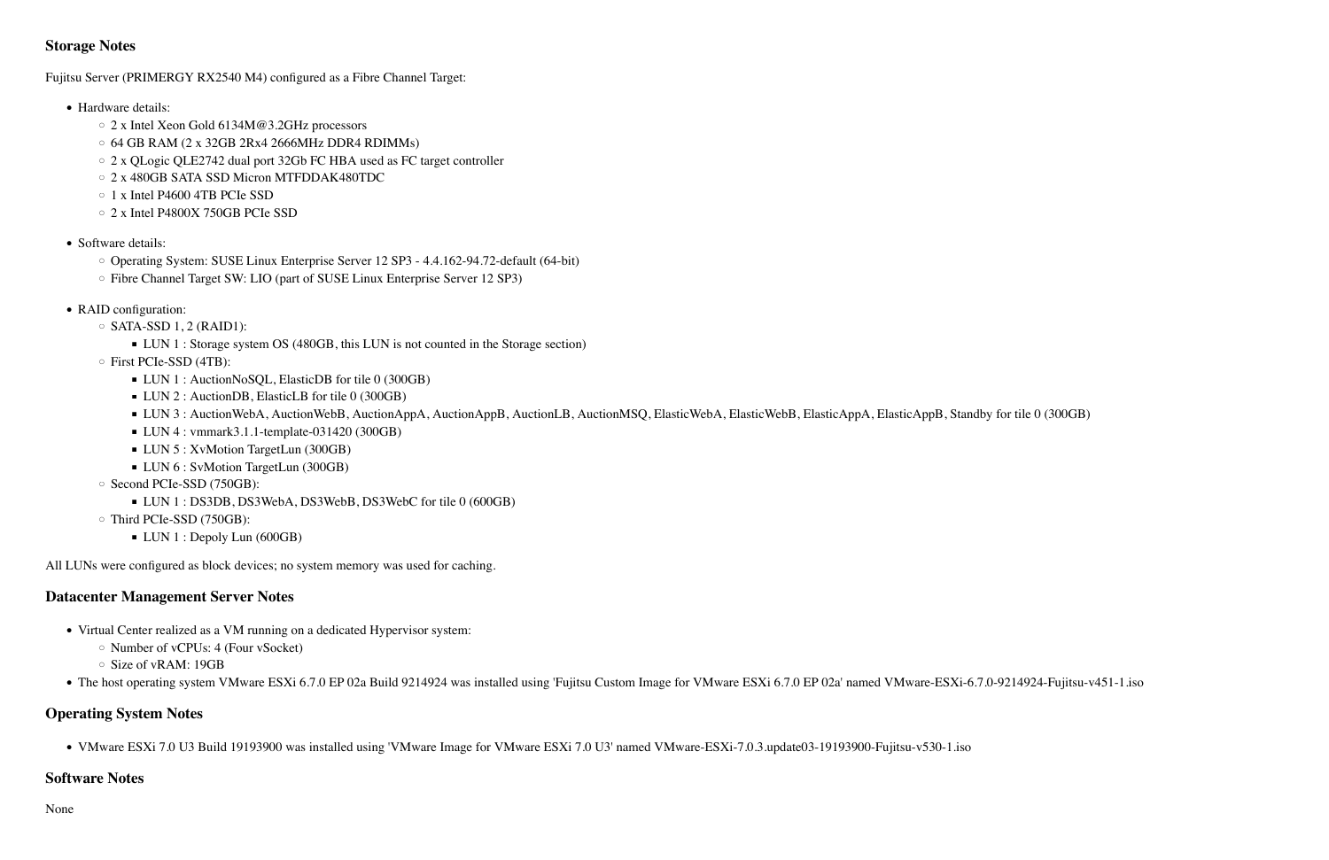### Storage Notes

Fujitsu Server (PRIMERGY RX2540 M4) configured as a Fibre Channel Target:

- Hardware details:
  - 2 x Intel Xeon Gold 6134M@3.2GHz processors
  - 64 GB RAM (2 x 32GB 2Rx4 2666MHz DDR4 RDIMMs)
  - 2 x QLogic QLE2742 dual port 32Gb FC HBA used as FC target controller
  - 2 x 480GB SATA SSD Micron MTFDDAK480TDC
  - 1 x Intel P4600 4TB PCIe SSD
  - 2 x Intel P4800X 750GB PCIe SSD
- Software details:
  - Operating System: SUSE Linux Enterprise Server 12 SP3 - 4.4.162-94.72-default (64-bit)
  - Fibre Channel Target SW: LIO (part of SUSE Linux Enterprise Server 12 SP3)
- RAID configuration:
  - SATA-SSD 1, 2 (RAID1):
    - LUN 1 : Storage system OS (480GB, this LUN is not counted in the Storage section)
  - First PCIe-SSD (4TB):
    - LUN 1 : AuctionNoSQL, ElasticDB for tile 0 (300GB)
    - LUN 2 : AuctionDB, ElasticLB for tile 0 (300GB)
    - LUN 3 : AuctionWebA, AuctionWebB, AuctionAppA, AuctionAppB, AuctionLB, AuctionMSQ, ElasticWebA, ElasticWebB, ElasticAppA, ElasticAppB, Standby for tile 0 (300GB)
    - LUN 4 : vmmark3.1.1-template-031420 (300GB)
    - LUN 5 : XvMotion TargetLun (300GB)
    - LUN 6 : SvMotion TargetLun (300GB)
  - Second PCIe-SSD (750GB):
    - LUN 1 : DS3DB, DS3WebA, DS3WebB, DS3WebC for tile 0 (600GB)
  - Third PCIe-SSD (750GB):
    - LUN 1 : Depoly Lun (600GB)

All LUNs were configured as block devices; no system memory was used for caching.

### Datacenter Management Server Notes

- Virtual Center realized as a VM running on a dedicated Hypervisor system:
  - Number of vCPUs: 4 (Four vSocket)
  - Size of vRAM: 19GB
- The host operating system VMware ESXi 6.7.0 EP 02a Build 9214924 was installed using 'Fujitsu Custom Image for VMware ESXi 6.7.0 EP 02a' named VMware-ESXi-6.7.0-9214924-Fujitsu-v451-1.iso

### Operating System Notes

- VMware ESXi 7.0 U3 Build 19193900 was installed using 'VMware Image for VMware ESXi 7.0 U3' named VMware-ESXi-7.0.3.update03-19193900-Fujitsu-v530-1.iso

### Software Notes

None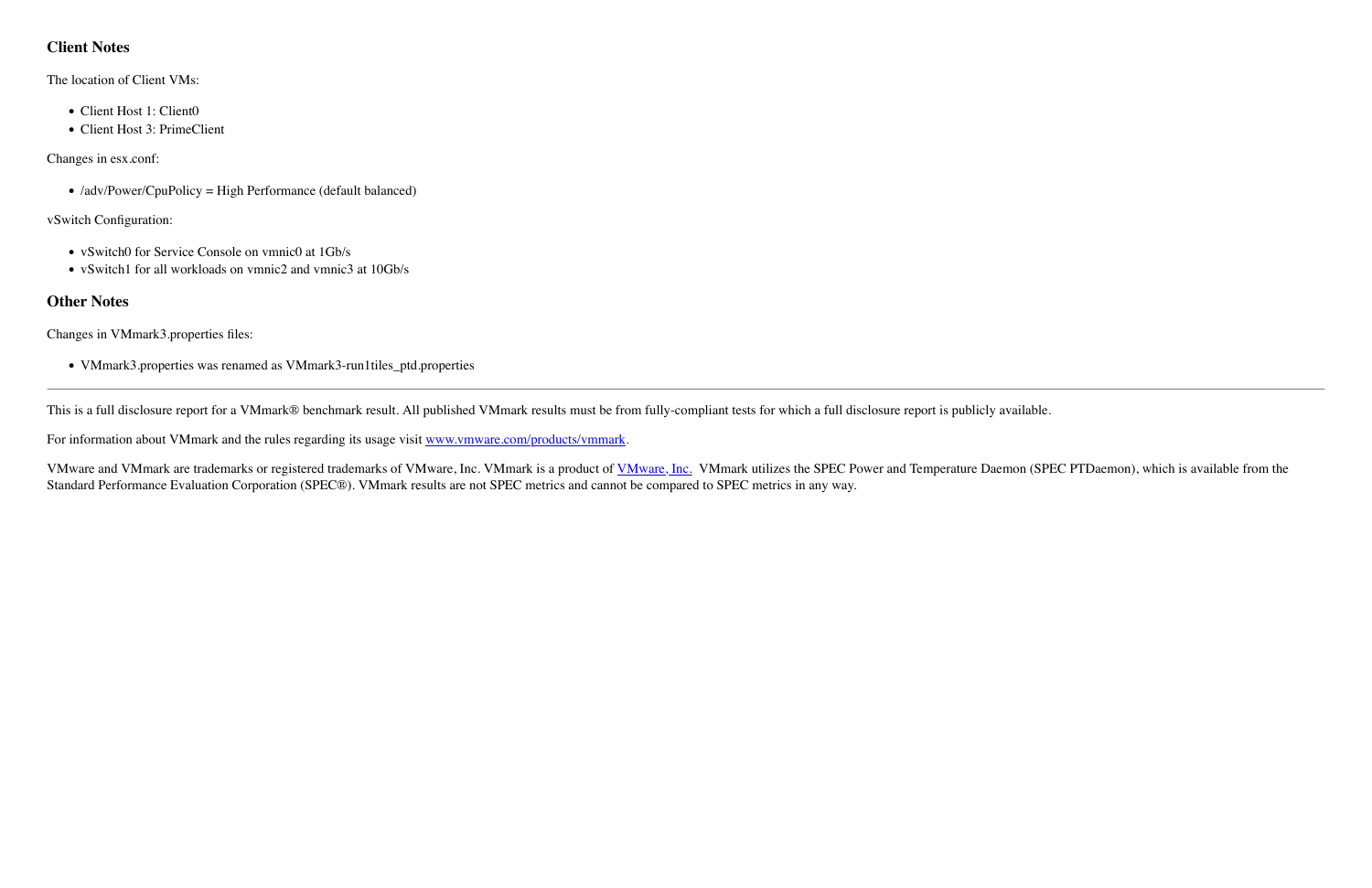## Client Notes

The location of Client VMs:

- Client Host 1: Client0
- Client Host 3: PrimeClient

Changes in esx.conf:

- /adv/Power/CpuPolicy = High Performance (default balanced)

vSwitch Configuration:

- vSwitch0 for Service Console on vmnic0 at 1Gb/s
- vSwitch1 for all workloads on vmnic2 and vmnic3 at 10Gb/s

## Other Notes

Changes in VMmark3.properties files:

- VMmark3.properties was renamed as VMmark3-run1tiles_ptd.properties

---

This is a full disclosure report for a VMmark® benchmark result. All published VMmark results must be from fully-compliant tests for which a full disclosure report is publicly available.

For information about VMmark and the rules regarding its usage visit www.vmware.com/products/vmmark.

VMware and VMmark are trademarks or registered trademarks of VMware, Inc. VMmark is a product of VMware, Inc. VMmark utilizes the SPEC Power and Temperature Daemon (SPEC PTDaemon), which is available from the Standard Performance Evaluation Corporation (SPEC®). VMmark results are not SPEC metrics and cannot be compared to SPEC metrics in any way.